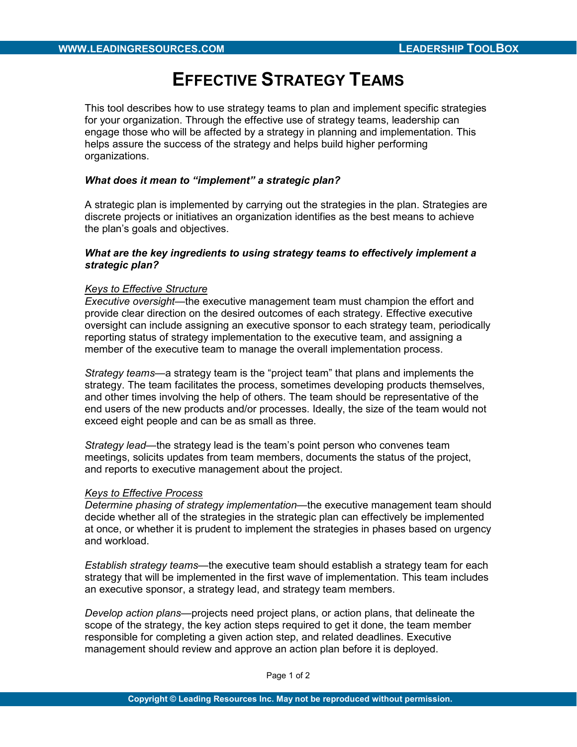# EFFECTIVE STRATEGY TEAMS

This tool describes how to use strategy teams to plan and implement specific strategies for your organization. Through the effective use of strategy teams, leadership can engage those who will be affected by a strategy in planning and implementation. This helps assure the success of the strategy and helps build higher performing organizations.

***What does it mean to "implement" a strategic plan?***

A strategic plan is implemented by carrying out the strategies in the plan. Strategies are discrete projects or initiatives an organization identifies as the best means to achieve the plan's goals and objectives.

***What are the key ingredients to using strategy teams to effectively implement a strategic plan?***

*Keys to Effective Structure*

*Executive oversight*—the executive management team must champion the effort and provide clear direction on the desired outcomes of each strategy. Effective executive oversight can include assigning an executive sponsor to each strategy team, periodically reporting status of strategy implementation to the executive team, and assigning a member of the executive team to manage the overall implementation process.

*Strategy teams*—a strategy team is the "project team" that plans and implements the strategy. The team facilitates the process, sometimes developing products themselves, and other times involving the help of others. The team should be representative of the end users of the new products and/or processes. Ideally, the size of the team would not exceed eight people and can be as small as three.

*Strategy lead*—the strategy lead is the team's point person who convenes team meetings, solicits updates from team members, documents the status of the project, and reports to executive management about the project.

*Keys to Effective Process*

*Determine phasing of strategy implementation*—the executive management team should decide whether all of the strategies in the strategic plan can effectively be implemented at once, or whether it is prudent to implement the strategies in phases based on urgency and workload.

*Establish strategy teams*—the executive team should establish a strategy team for each strategy that will be implemented in the first wave of implementation. This team includes an executive sponsor, a strategy lead, and strategy team members.

*Develop action plans*—projects need project plans, or action plans, that delineate the scope of the strategy, the key action steps required to get it done, the team member responsible for completing a given action step, and related deadlines. Executive management should review and approve an action plan before it is deployed.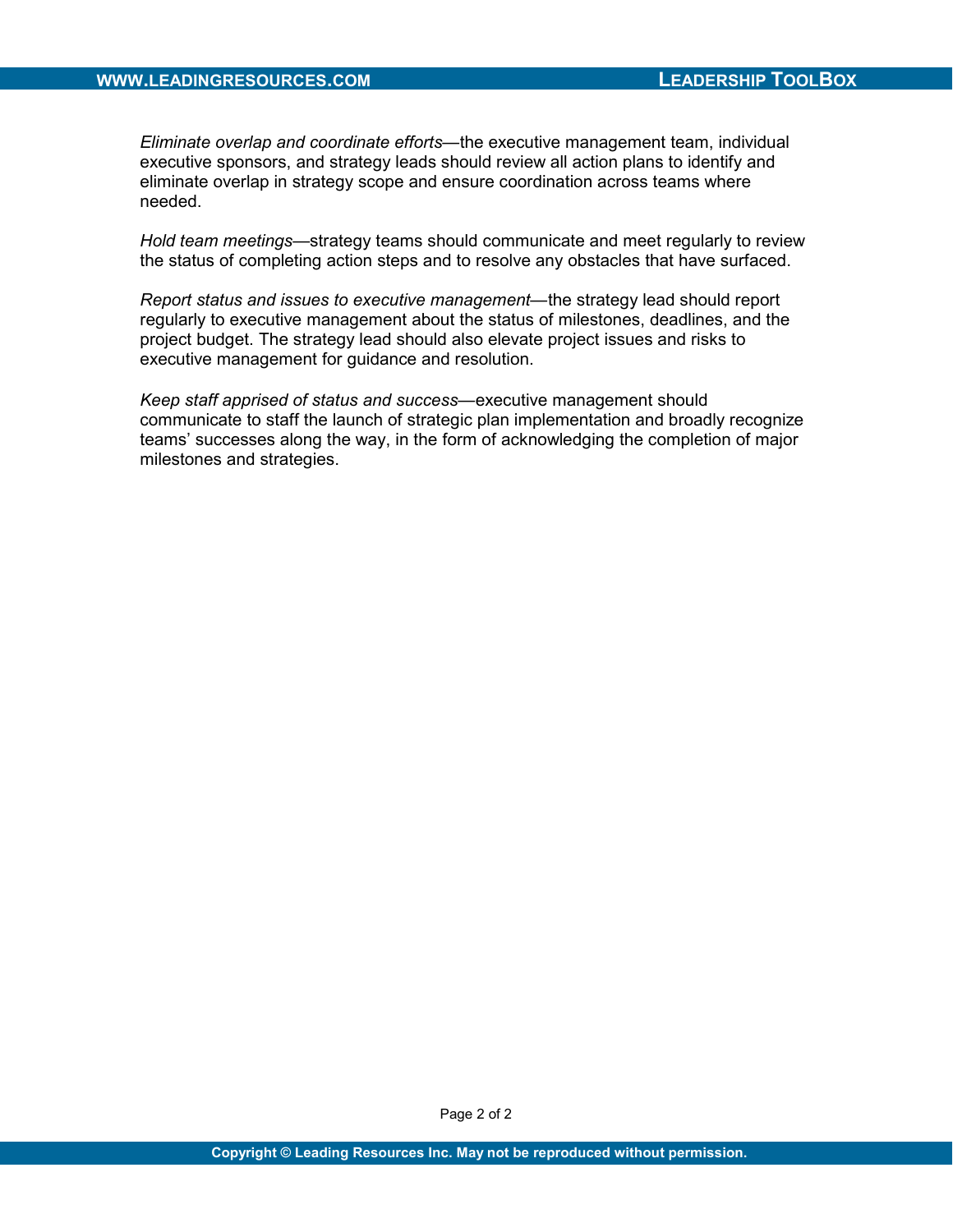*Eliminate overlap and coordinate efforts*—the executive management team, individual executive sponsors, and strategy leads should review all action plans to identify and eliminate overlap in strategy scope and ensure coordination across teams where needed.

*Hold team meetings*—strategy teams should communicate and meet regularly to review the status of completing action steps and to resolve any obstacles that have surfaced.

*Report status and issues to executive management*—the strategy lead should report regularly to executive management about the status of milestones, deadlines, and the project budget. The strategy lead should also elevate project issues and risks to executive management for guidance and resolution.

*Keep staff apprised of status and success*—executive management should communicate to staff the launch of strategic plan implementation and broadly recognize teams' successes along the way, in the form of acknowledging the completion of major milestones and strategies.